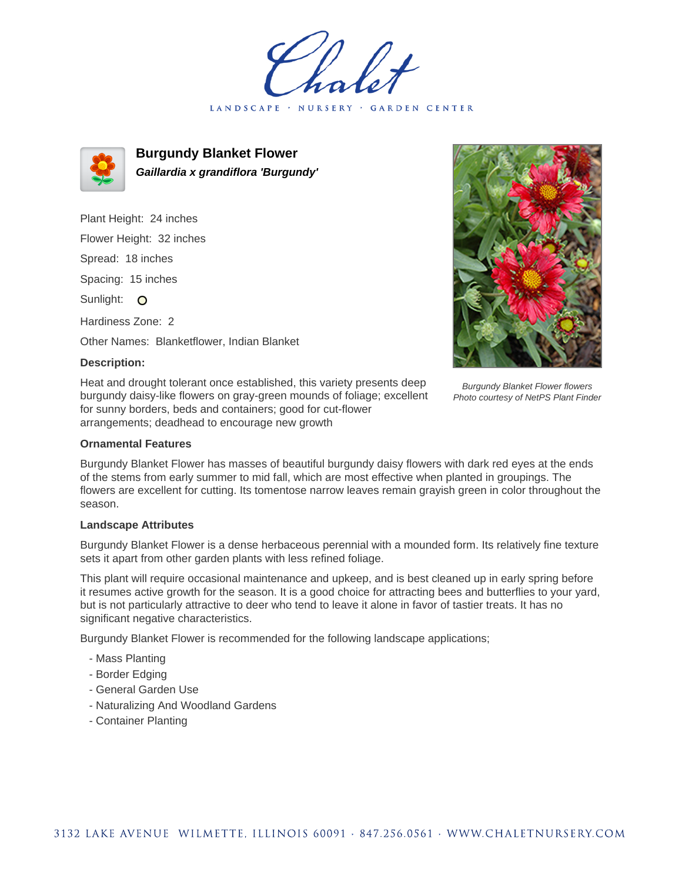# Chalet

LANDSCAPE · NURSERY · GARDEN CENTER

## Burgundy Blanket Flower

***Gaillardia x grandiflora 'Burgundy'***

Plant Height: 24 inches

Flower Height: 32 inches

Spread: 18 inches

Spacing: 15 inches

Sunlight: O

Hardiness Zone: 2

Other Names: Blanketflower, Indian Blanket

**Description:**

Heat and drought tolerant once established, this variety presents deep burgundy daisy-like flowers on gray-green mounds of foliage; excellent for sunny borders, beds and containers; good for cut-flower arrangements; deadhead to encourage new growth

*Burgundy Blanket Flower flowers*
*Photo courtesy of NetPS Plant Finder*

**Ornamental Features**

Burgundy Blanket Flower has masses of beautiful burgundy daisy flowers with dark red eyes at the ends of the stems from early summer to mid fall, which are most effective when planted in groupings. The flowers are excellent for cutting. Its tomentose narrow leaves remain grayish green in color throughout the season.

**Landscape Attributes**

Burgundy Blanket Flower is a dense herbaceous perennial with a mounded form. Its relatively fine texture sets it apart from other garden plants with less refined foliage.

This plant will require occasional maintenance and upkeep, and is best cleaned up in early spring before it resumes active growth for the season. It is a good choice for attracting bees and butterflies to your yard, but is not particularly attractive to deer who tend to leave it alone in favor of tastier treats. It has no significant negative characteristics.

Burgundy Blanket Flower is recommended for the following landscape applications;

- Mass Planting
- Border Edging
- General Garden Use
- Naturalizing And Woodland Gardens
- Container Planting

3132 LAKE AVENUE WILMETTE, ILLINOIS 60091 · 847.256.0561 · WWW.CHALETNURSERY.COM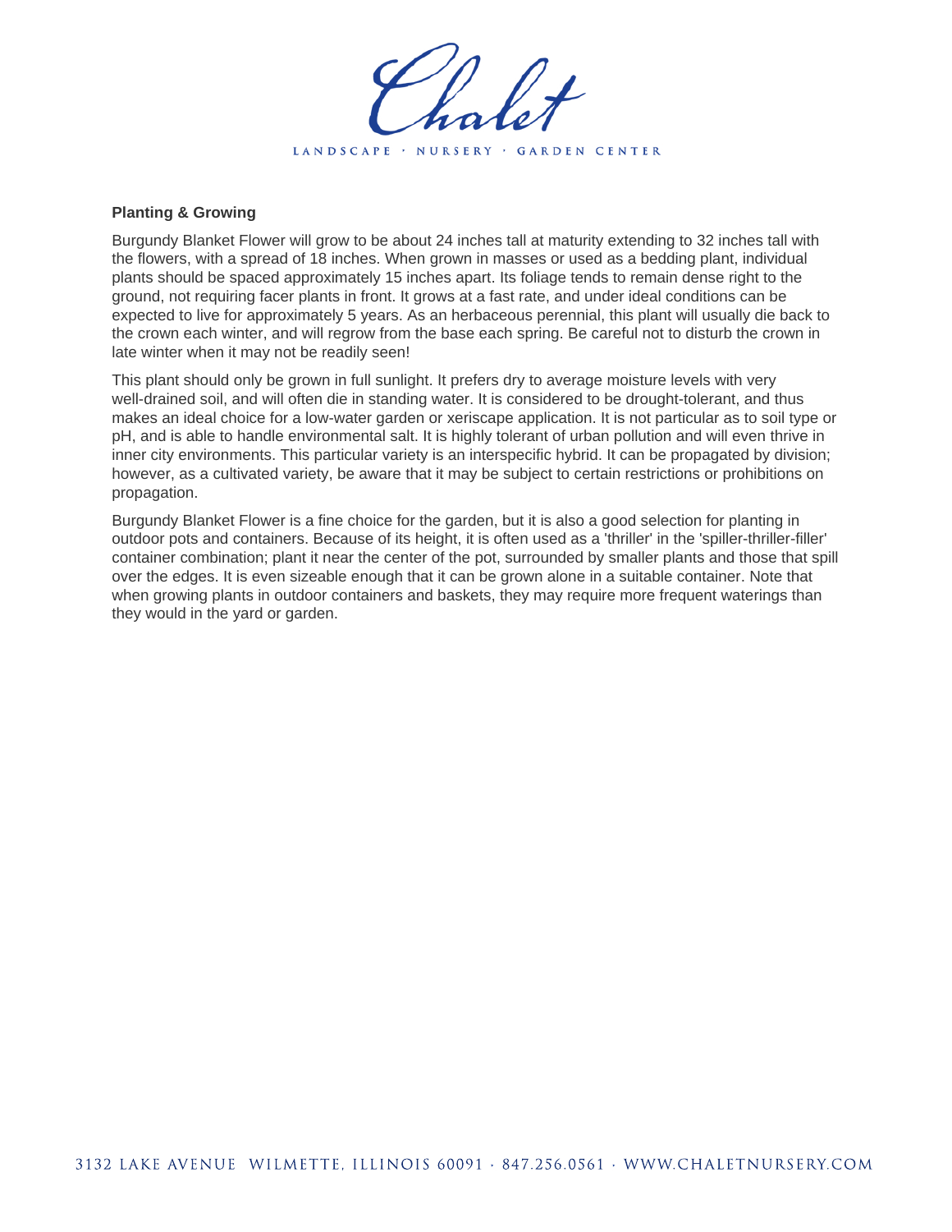**Planting & Growing**

Burgundy Blanket Flower will grow to be about 24 inches tall at maturity extending to 32 inches tall with the flowers, with a spread of 18 inches. When grown in masses or used as a bedding plant, individual plants should be spaced approximately 15 inches apart. Its foliage tends to remain dense right to the ground, not requiring facer plants in front. It grows at a fast rate, and under ideal conditions can be expected to live for approximately 5 years. As an herbaceous perennial, this plant will usually die back to the crown each winter, and will regrow from the base each spring. Be careful not to disturb the crown in late winter when it may not be readily seen!

This plant should only be grown in full sunlight. It prefers dry to average moisture levels with very well-drained soil, and will often die in standing water. It is considered to be drought-tolerant, and thus makes an ideal choice for a low-water garden or xeriscape application. It is not particular as to soil type or pH, and is able to handle environmental salt. It is highly tolerant of urban pollution and will even thrive in inner city environments. This particular variety is an interspecific hybrid. It can be propagated by division; however, as a cultivated variety, be aware that it may be subject to certain restrictions or prohibitions on propagation.

Burgundy Blanket Flower is a fine choice for the garden, but it is also a good selection for planting in outdoor pots and containers. Because of its height, it is often used as a 'thriller' in the 'spiller-thriller-filler' container combination; plant it near the center of the pot, surrounded by smaller plants and those that spill over the edges. It is even sizeable enough that it can be grown alone in a suitable container. Note that when growing plants in outdoor containers and baskets, they may require more frequent waterings than they would in the yard or garden.